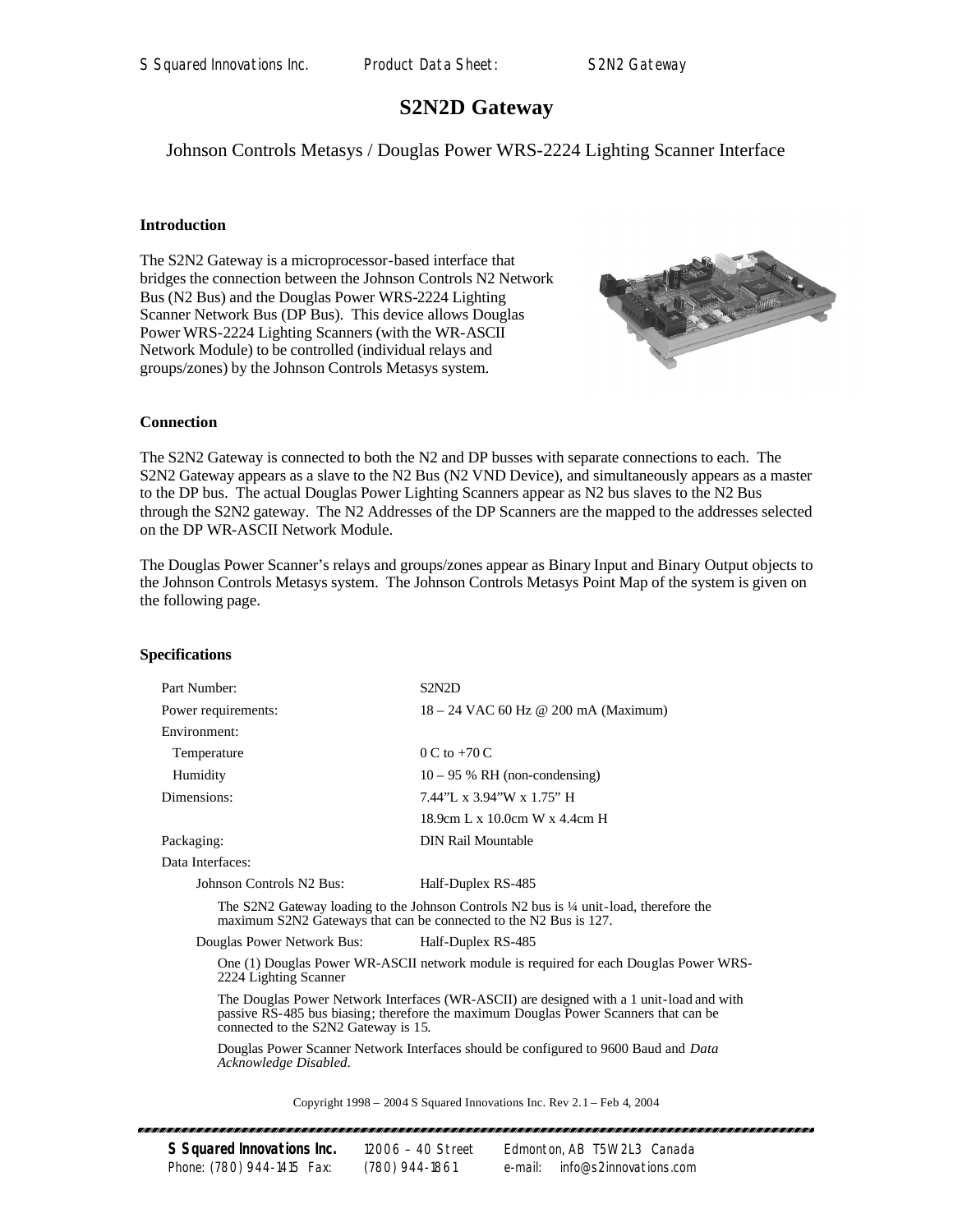# S2N2D Gateway

Johnson Controls Metasys / Douglas Power WRS-2224 Lighting Scanner Interface

### Introduction

The S2N2 Gateway is a microprocessor-based interface that bridges the connection between the Johnson Controls N2 Network Bus (N2 Bus) and the Douglas Power WRS-2224 Lighting Scanner Network Bus (DP Bus). This device allows Douglas Power WRS-2224 Lighting Scanners (with the WR-ASCII Network Module) to be controlled (individual relays and groups/zones) by the Johnson Controls Metasys system.

### Connection

The S2N2 Gateway is connected to both the N2 and DP busses with separate connections to each. The S2N2 Gateway appears as a slave to the N2 Bus (N2 VND Device), and simultaneously appears as a master to the DP bus. The actual Douglas Power Lighting Scanners appear as N2 bus slaves to the N2 Bus through the S2N2 gateway. The N2 Addresses of the DP Scanners are the mapped to the addresses selected on the DP WR-ASCII Network Module.

The Douglas Power Scanner's relays and groups/zones appear as Binary Input and Binary Output objects to the Johnson Controls Metasys system. The Johnson Controls Metasys Point Map of the system is given on the following page.

### Specifications

| | |
|---|---|
| Part Number: | S2N2D |
| Power requirements: | 18 – 24 VAC 60 Hz @ 200 mA (Maximum) |
| Environment: | |
| Temperature | 0 C to +70 C |
| Humidity | 10 – 95 % RH (non-condensing) |
| Dimensions: | 7.44"L x 3.94"W x 1.75" H |
| | 18.9cm L x 10.0cm W x 4.4cm H |
| Packaging: | DIN Rail Mountable |
| Data Interfaces: | |
| Johnson Controls N2 Bus: | Half-Duplex RS-485 |

The S2N2 Gateway loading to the Johnson Controls N2 bus is ¼ unit-load, therefore the maximum S2N2 Gateways that can be connected to the N2 Bus is 127.

| | |
|---|---|
| Douglas Power Network Bus: | Half-Duplex RS-485 |

One (1) Douglas Power WR-ASCII network module is required for each Douglas Power WRS-2224 Lighting Scanner

The Douglas Power Network Interfaces (WR-ASCII) are designed with a 1 unit-load and with passive RS-485 bus biasing; therefore the maximum Douglas Power Scanners that can be connected to the S2N2 Gateway is 15.

Douglas Power Scanner Network Interfaces should be configured to 9600 Baud and *Data Acknowledge Disabled.*

Copyright 1998 – 2004 S Squared Innovations Inc. Rev 2.1 – Feb 4, 2004

**S Squared Innovations Inc.** 12006 – 40 Street Edmonton, AB T5W 2L3 Canada
Phone: (780) 944-1415 Fax: (780) 944-1861 e-mail: info@s2innovations.com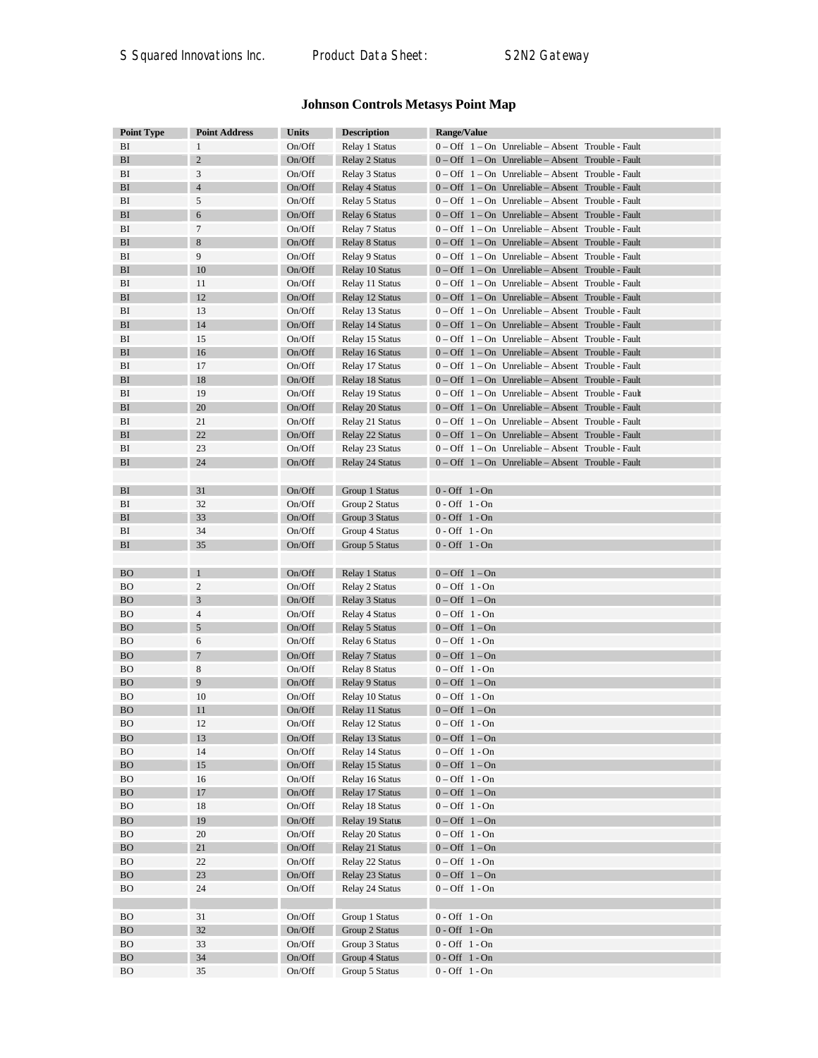## Johnson Controls Metasys Point Map

| Point Type | Point Address | Units | Description | Range/Value |
|---|---|---|---|---|
| BI | 1 | On/Off | Relay 1 Status | 0 – Off 1 – On Unreliable – Absent Trouble - Fault |
| BI | 2 | On/Off | Relay 2 Status | 0 – Off 1 – On Unreliable – Absent Trouble - Fault |
| BI | 3 | On/Off | Relay 3 Status | 0 – Off 1 – On Unreliable – Absent Trouble - Fault |
| BI | 4 | On/Off | Relay 4 Status | 0 – Off 1 – On Unreliable – Absent Trouble - Fault |
| BI | 5 | On/Off | Relay 5 Status | 0 – Off 1 – On Unreliable – Absent Trouble - Fault |
| BI | 6 | On/Off | Relay 6 Status | 0 – Off 1 – On Unreliable – Absent Trouble - Fault |
| BI | 7 | On/Off | Relay 7 Status | 0 – Off 1 – On Unreliable – Absent Trouble - Fault |
| BI | 8 | On/Off | Relay 8 Status | 0 – Off 1 – On Unreliable – Absent Trouble - Fault |
| BI | 9 | On/Off | Relay 9 Status | 0 – Off 1 – On Unreliable – Absent Trouble - Fault |
| BI | 10 | On/Off | Relay 10 Status | 0 – Off 1 – On Unreliable – Absent Trouble - Fault |
| BI | 11 | On/Off | Relay 11 Status | 0 – Off 1 – On Unreliable – Absent Trouble - Fault |
| BI | 12 | On/Off | Relay 12 Status | 0 – Off 1 – On Unreliable – Absent Trouble - Fault |
| BI | 13 | On/Off | Relay 13 Status | 0 – Off 1 – On Unreliable – Absent Trouble - Fault |
| BI | 14 | On/Off | Relay 14 Status | 0 – Off 1 – On Unreliable – Absent Trouble - Fault |
| BI | 15 | On/Off | Relay 15 Status | 0 – Off 1 – On Unreliable – Absent Trouble - Fault |
| BI | 16 | On/Off | Relay 16 Status | 0 – Off 1 – On Unreliable – Absent Trouble - Fault |
| BI | 17 | On/Off | Relay 17 Status | 0 – Off 1 – On Unreliable – Absent Trouble - Fault |
| BI | 18 | On/Off | Relay 18 Status | 0 – Off 1 – On Unreliable – Absent Trouble - Fault |
| BI | 19 | On/Off | Relay 19 Status | 0 – Off 1 – On Unreliable – Absent Trouble - Fault |
| BI | 20 | On/Off | Relay 20 Status | 0 – Off 1 – On Unreliable – Absent Trouble - Fault |
| BI | 21 | On/Off | Relay 21 Status | 0 – Off 1 – On Unreliable – Absent Trouble - Fault |
| BI | 22 | On/Off | Relay 22 Status | 0 – Off 1 – On Unreliable – Absent Trouble - Fault |
| BI | 23 | On/Off | Relay 23 Status | 0 – Off 1 – On Unreliable – Absent Trouble - Fault |
| BI | 24 | On/Off | Relay 24 Status | 0 – Off 1 – On Unreliable – Absent Trouble - Fault |
| | | | | |
| BI | 31 | On/Off | Group 1 Status | 0 - Off 1 - On |
| BI | 32 | On/Off | Group 2 Status | 0 - Off 1 - On |
| BI | 33 | On/Off | Group 3 Status | 0 - Off 1 - On |
| BI | 34 | On/Off | Group 4 Status | 0 - Off 1 - On |
| BI | 35 | On/Off | Group 5 Status | 0 - Off 1 - On |
| | | | | |
| BO | 1 | On/Off | Relay 1 Status | 0 – Off 1 – On |
| BO | 2 | On/Off | Relay 2 Status | 0 – Off 1 - On |
| BO | 3 | On/Off | Relay 3 Status | 0 – Off 1 – On |
| BO | 4 | On/Off | Relay 4 Status | 0 – Off 1 - On |
| BO | 5 | On/Off | Relay 5 Status | 0 – Off 1 – On |
| BO | 6 | On/Off | Relay 6 Status | 0 – Off 1 - On |
| BO | 7 | On/Off | Relay 7 Status | 0 – Off 1 – On |
| BO | 8 | On/Off | Relay 8 Status | 0 – Off 1 - On |
| BO | 9 | On/Off | Relay 9 Status | 0 – Off 1 – On |
| BO | 10 | On/Off | Relay 10 Status | 0 – Off 1 - On |
| BO | 11 | On/Off | Relay 11 Status | 0 – Off 1 – On |
| BO | 12 | On/Off | Relay 12 Status | 0 – Off 1 - On |
| BO | 13 | On/Off | Relay 13 Status | 0 – Off 1 – On |
| BO | 14 | On/Off | Relay 14 Status | 0 – Off 1 - On |
| BO | 15 | On/Off | Relay 15 Status | 0 – Off 1 – On |
| BO | 16 | On/Off | Relay 16 Status | 0 – Off 1 - On |
| BO | 17 | On/Off | Relay 17 Status | 0 – Off 1 – On |
| BO | 18 | On/Off | Relay 18 Status | 0 – Off 1 - On |
| BO | 19 | On/Off | Relay 19 Status | 0 – Off 1 – On |
| BO | 20 | On/Off | Relay 20 Status | 0 – Off 1 - On |
| BO | 21 | On/Off | Relay 21 Status | 0 – Off 1 – On |
| BO | 22 | On/Off | Relay 22 Status | 0 – Off 1 - On |
| BO | 23 | On/Off | Relay 23 Status | 0 – Off 1 – On |
| BO | 24 | On/Off | Relay 24 Status | 0 – Off 1 - On |
| | | | | |
| BO | 31 | On/Off | Group 1 Status | 0 - Off 1 - On |
| BO | 32 | On/Off | Group 2 Status | 0 - Off 1 - On |
| BO | 33 | On/Off | Group 3 Status | 0 - Off 1 - On |
| BO | 34 | On/Off | Group 4 Status | 0 - Off 1 - On |
| BO | 35 | On/Off | Group 5 Status | 0 - Off 1 - On |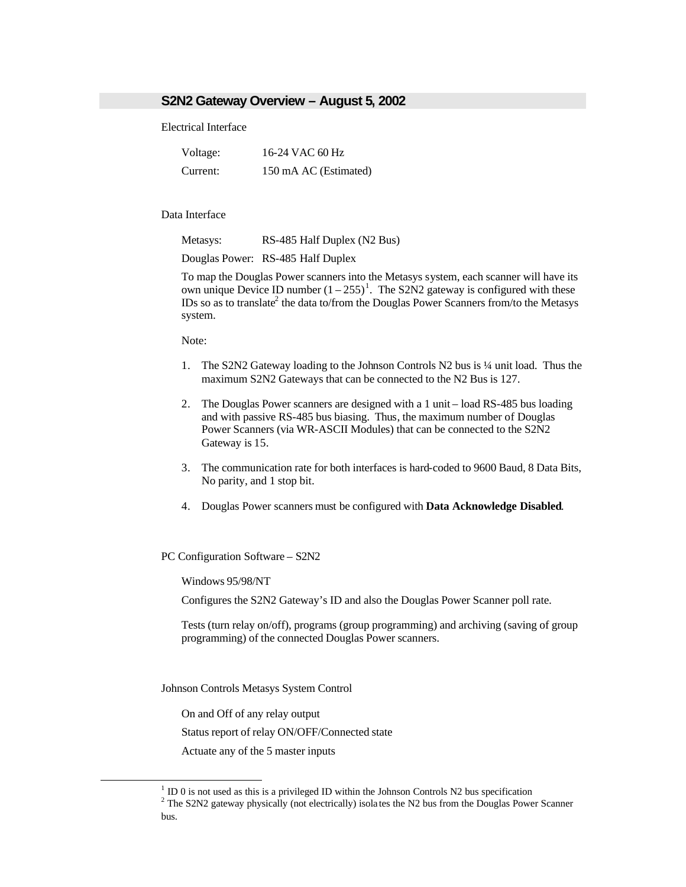## S2N2 Gateway Overview – August 5, 2002

Electrical Interface

| Voltage: | 16-24 VAC 60 Hz |
| --- | --- |
| Current: | 150 mA AC (Estimated) |

Data Interface

| Metasys: | RS-485 Half Duplex (N2 Bus) |
| --- | --- |
| Douglas Power: | RS-485 Half Duplex |

To map the Douglas Power scanners into the Metasys system, each scanner will have its own unique Device ID number (1 – 255)[1]. The S2N2 gateway is configured with these IDs so as to translate[2] the data to/from the Douglas Power Scanners from/to the Metasys system.

Note:

1. The S2N2 Gateway loading to the Johnson Controls N2 bus is ¼ unit load. Thus the maximum S2N2 Gateways that can be connected to the N2 Bus is 127.
2. The Douglas Power scanners are designed with a 1 unit – load RS-485 bus loading and with passive RS-485 bus biasing. Thus, the maximum number of Douglas Power Scanners (via WR-ASCII Modules) that can be connected to the S2N2 Gateway is 15.
3. The communication rate for both interfaces is hard-coded to 9600 Baud, 8 Data Bits, No parity, and 1 stop bit.
4. Douglas Power scanners must be configured with **Data Acknowledge Disabled**.

PC Configuration Software – S2N2

Windows 95/98/NT

Configures the S2N2 Gateway's ID and also the Douglas Power Scanner poll rate.

Tests (turn relay on/off), programs (group programming) and archiving (saving of group programming) of the connected Douglas Power scanners.

Johnson Controls Metasys System Control

On and Off of any relay output

Status report of relay ON/OFF/Connected state

Actuate any of the 5 master inputs

[1] ID 0 is not used as this is a privileged ID within the Johnson Controls N2 bus specification

[2] The S2N2 gateway physically (not electrically) isolates the N2 bus from the Douglas Power Scanner bus.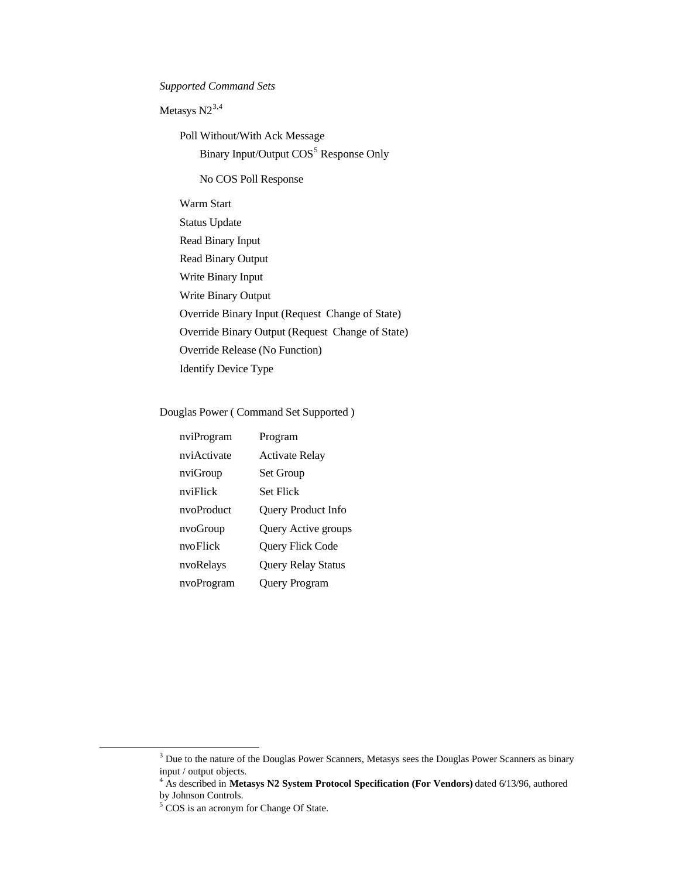*Supported Command Sets*

Metasys N2[3,4]

- Poll Without/With Ack Message
  - Binary Input/Output COS[5] Response Only
  - No COS Poll Response
- Warm Start
- Status Update
- Read Binary Input
- Read Binary Output
- Write Binary Input
- Write Binary Output
- Override Binary Input (Request  Change of State)
- Override Binary Output (Request  Change of State)
- Override Release (No Function)
- Identify Device Type

Douglas Power ( Command Set Supported )

| | |
|---|---|
| nviProgram | Program |
| nviActivate | Activate Relay |
| nviGroup | Set Group |
| nviFlick | Set Flick |
| nvoProduct | Query Product Info |
| nvoGroup | Query Active groups |
| nvoFlick | Query Flick Code |
| nvoRelays | Query Relay Status |
| nvoProgram | Query Program |

[3] Due to the nature of the Douglas Power Scanners, Metasys sees the Douglas Power Scanners as binary input / output objects.

[4] As described in **Metasys N2 System Protocol Specification (For Vendors)** dated 6/13/96, authored by Johnson Controls.

[5] COS is an acronym for Change Of State.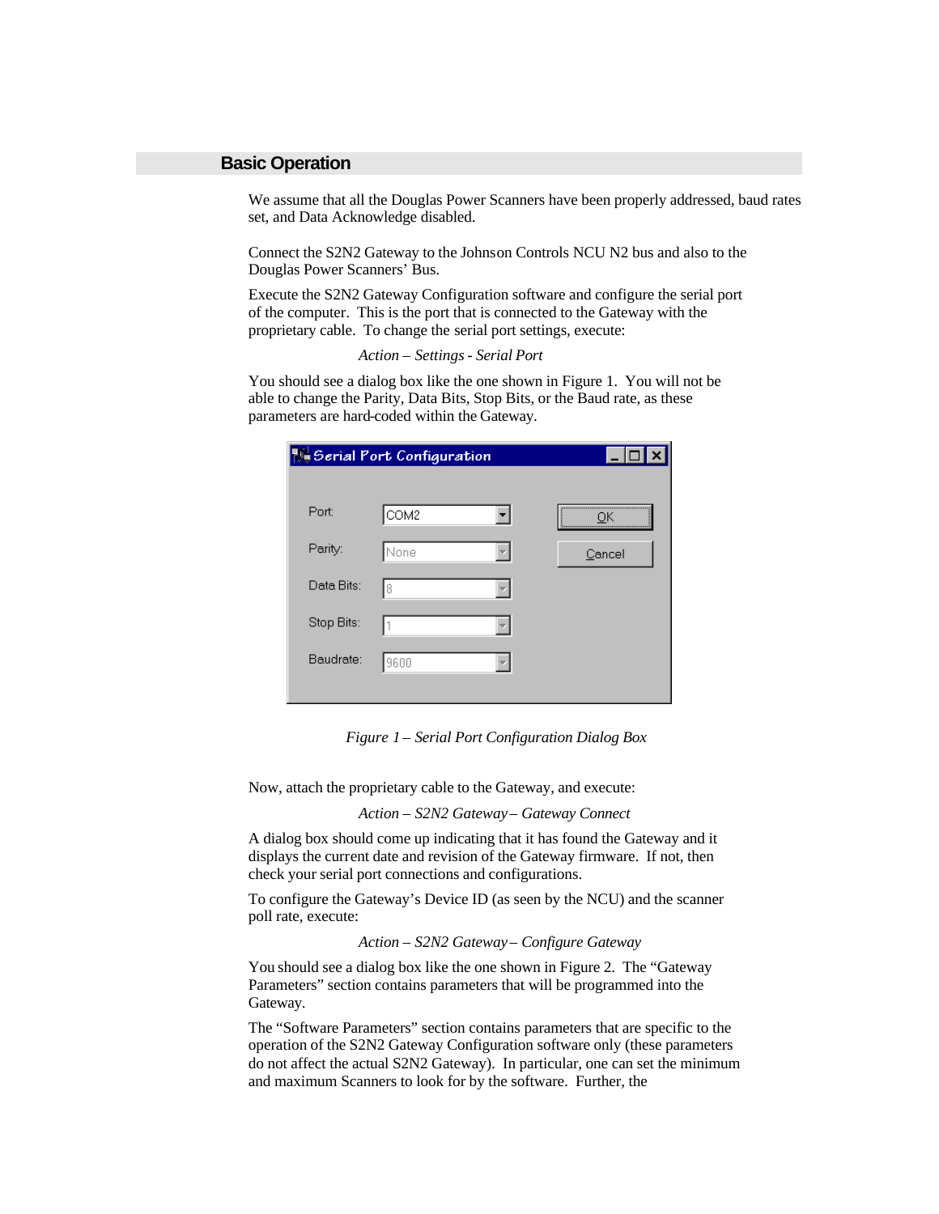## Basic Operation

We assume that all the Douglas Power Scanners have been properly addressed, baud rates set, and Data Acknowledge disabled.

Connect the S2N2 Gateway to the Johnson Controls NCU N2 bus and also to the Douglas Power Scanners' Bus.

Execute the S2N2 Gateway Configuration software and configure the serial port of the computer. This is the port that is connected to the Gateway with the proprietary cable. To change the serial port settings, execute:

*Action – Settings - Serial Port*

You should see a dialog box like the one shown in Figure 1. You will not be able to change the Parity, Data Bits, Stop Bits, or the Baud rate, as these parameters are hard-coded within the Gateway.

*Figure 1 – Serial Port Configuration Dialog Box*

Now, attach the proprietary cable to the Gateway, and execute:

*Action – S2N2 Gateway – Gateway Connect*

A dialog box should come up indicating that it has found the Gateway and it displays the current date and revision of the Gateway firmware. If not, then check your serial port connections and configurations.

To configure the Gateway's Device ID (as seen by the NCU) and the scanner poll rate, execute:

*Action – S2N2 Gateway – Configure Gateway*

You should see a dialog box like the one shown in Figure 2. The "Gateway Parameters" section contains parameters that will be programmed into the Gateway.

The "Software Parameters" section contains parameters that are specific to the operation of the S2N2 Gateway Configuration software only (these parameters do not affect the actual S2N2 Gateway). In particular, one can set the minimum and maximum Scanners to look for by the software. Further, the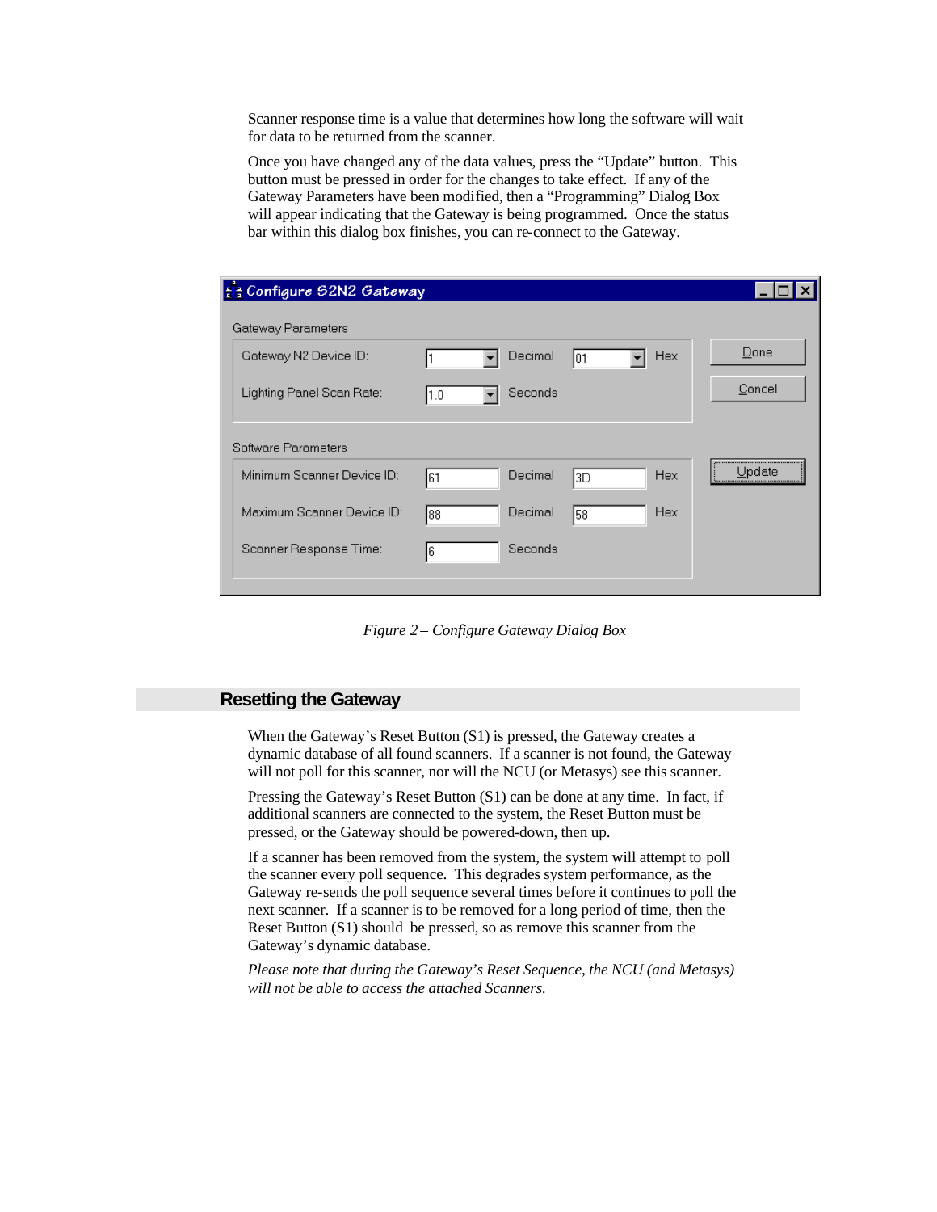Scanner response time is a value that determines how long the software will wait for data to be returned from the scanner.

Once you have changed any of the data values, press the "Update" button. This button must be pressed in order for the changes to take effect. If any of the Gateway Parameters have been modified, then a "Programming" Dialog Box will appear indicating that the Gateway is being programmed. Once the status bar within this dialog box finishes, you can re-connect to the Gateway.

**Configure S2N2 Gateway**

Gateway Parameters

| | | | | |
|---|---|---|---|---|
| Gateway N2 Device ID: | 1 | Decimal | 01 | Hex |
| Lighting Panel Scan Rate: | 1.0 | Seconds | | |

Software Parameters

| | | | | |
|---|---|---|---|---|
| Minimum Scanner Device ID: | 61 | Decimal | 3D | Hex |
| Maximum Scanner Device ID: | 88 | Decimal | 58 | Hex |
| Scanner Response Time: | 6 | Seconds | | |

Done | Cancel | Update

*Figure 2 – Configure Gateway Dialog Box*

## Resetting the Gateway

When the Gateway's Reset Button (S1) is pressed, the Gateway creates a dynamic database of all found scanners. If a scanner is not found, the Gateway will not poll for this scanner, nor will the NCU (or Metasys) see this scanner.

Pressing the Gateway's Reset Button (S1) can be done at any time. In fact, if additional scanners are connected to the system, the Reset Button must be pressed, or the Gateway should be powered-down, then up.

If a scanner has been removed from the system, the system will attempt to poll the scanner every poll sequence. This degrades system performance, as the Gateway re-sends the poll sequence several times before it continues to poll the next scanner. If a scanner is to be removed for a long period of time, then the Reset Button (S1) should be pressed, so as remove this scanner from the Gateway's dynamic database.

*Please note that during the Gateway's Reset Sequence, the NCU (and Metasys) will not be able to access the attached Scanners.*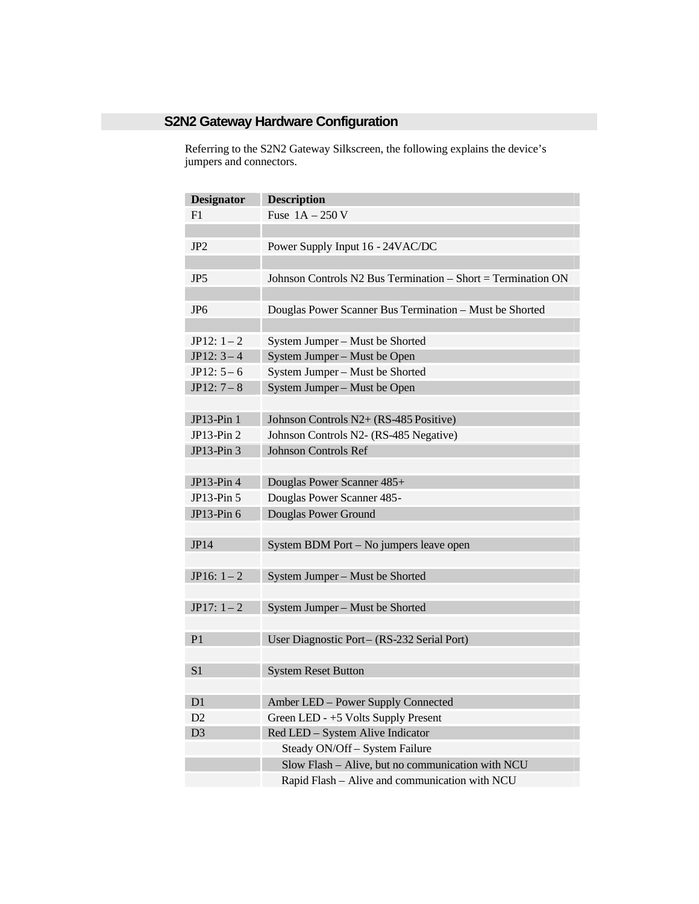## S2N2 Gateway Hardware Configuration

Referring to the S2N2 Gateway Silkscreen, the following explains the device's jumpers and connectors.

| Designator | Description |
|---|---|
| F1 | Fuse 1A – 250 V |
| | |
| JP2 | Power Supply Input 16 - 24VAC/DC |
| | |
| JP5 | Johnson Controls N2 Bus Termination – Short = Termination ON |
| | |
| JP6 | Douglas Power Scanner Bus Termination – Must be Shorted |
| | |
| JP12: 1 – 2 | System Jumper – Must be Shorted |
| JP12: 3 – 4 | System Jumper – Must be Open |
| JP12: 5 – 6 | System Jumper – Must be Shorted |
| JP12: 7 – 8 | System Jumper – Must be Open |
| | |
| JP13-Pin 1 | Johnson Controls N2+ (RS-485 Positive) |
| JP13-Pin 2 | Johnson Controls N2- (RS-485 Negative) |
| JP13-Pin 3 | Johnson Controls Ref |
| | |
| JP13-Pin 4 | Douglas Power Scanner 485+ |
| JP13-Pin 5 | Douglas Power Scanner 485- |
| JP13-Pin 6 | Douglas Power Ground |
| | |
| JP14 | System BDM Port – No jumpers leave open |
| | |
| JP16: 1 – 2 | System Jumper – Must be Shorted |
| | |
| JP17: 1 – 2 | System Jumper – Must be Shorted |
| | |
| P1 | User Diagnostic Port – (RS-232 Serial Port) |
| | |
| S1 | System Reset Button |
| | |
| D1 | Amber LED – Power Supply Connected |
| D2 | Green LED - +5 Volts Supply Present |
| D3 | Red LED – System Alive Indicator |
| | Steady ON/Off – System Failure |
| | Slow Flash – Alive, but no communication with NCU |
| | Rapid Flash – Alive and communication with NCU |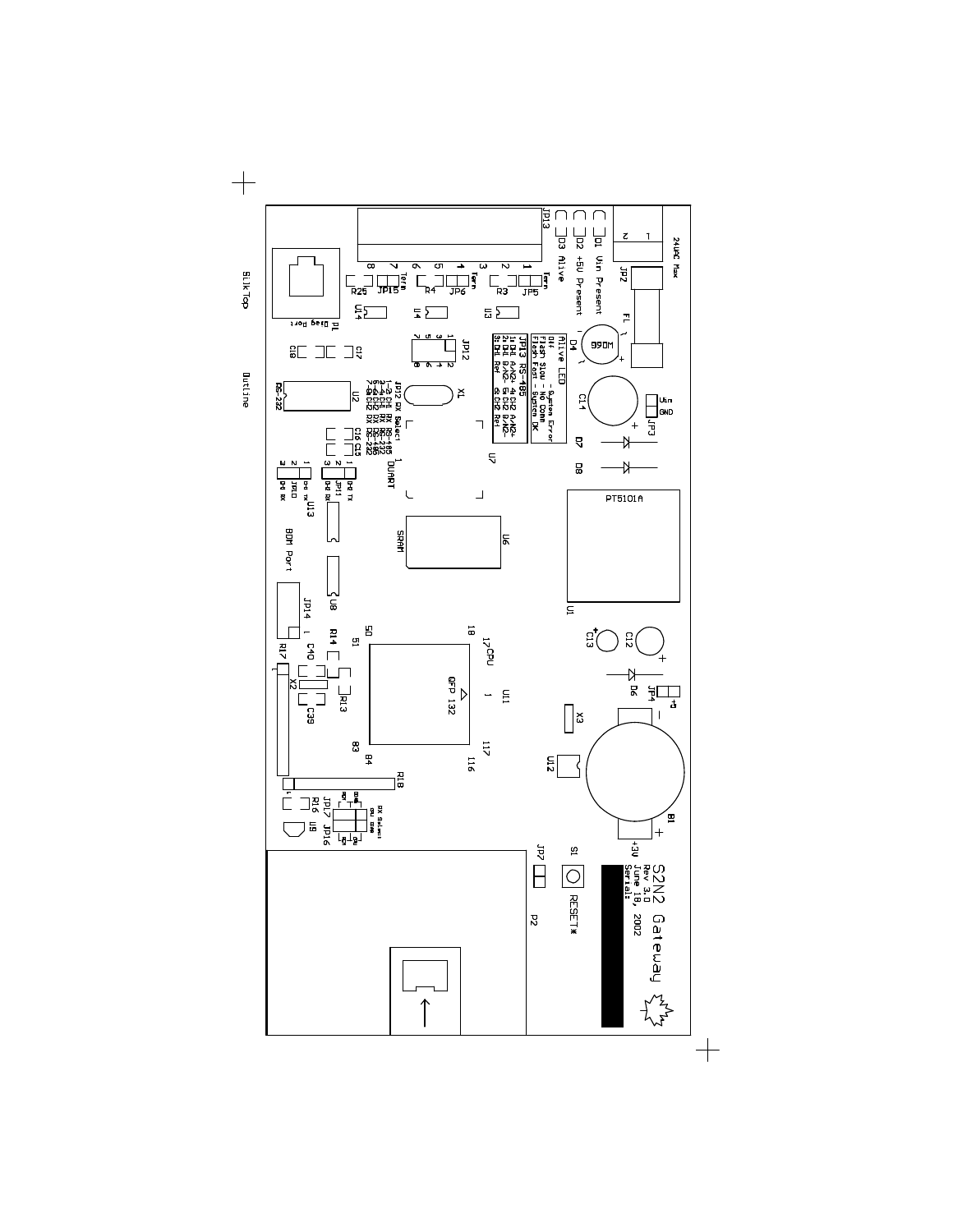**S2N2 Gateway**
Rev 3.0
June 18, 2002
Serial:

24VAC Max

D1 Vin Present
D2 +5V Present
D3 Alive

D4
Alive LED
Off - System Error
Flash Slow - No Comm
Flash Fast - System OK

JP13 RS-485
1: CH1 A/A2+ 4: CH2 A/A2+
2: CH1 B/A2- 5: CH2 B/A2-
3: CH1 Ref 6: CH2 Ref

JP12 RX Select
1-2: CH1 RX RS-485
3-4: CH1 RX RS-232
5-6: CH2 RX RS-485
7-8: CH2 RX RS-232

JP5 Term
JP6 Term
JP15 Term

JP3 Vin GND

JP4 +3

B1 +3V

PT5101A

DUART

SRAM

CPU
QFP 132

Diag Port

RS-232

BDM Port

RX Select

S1 RESET*

SilkTop

Outline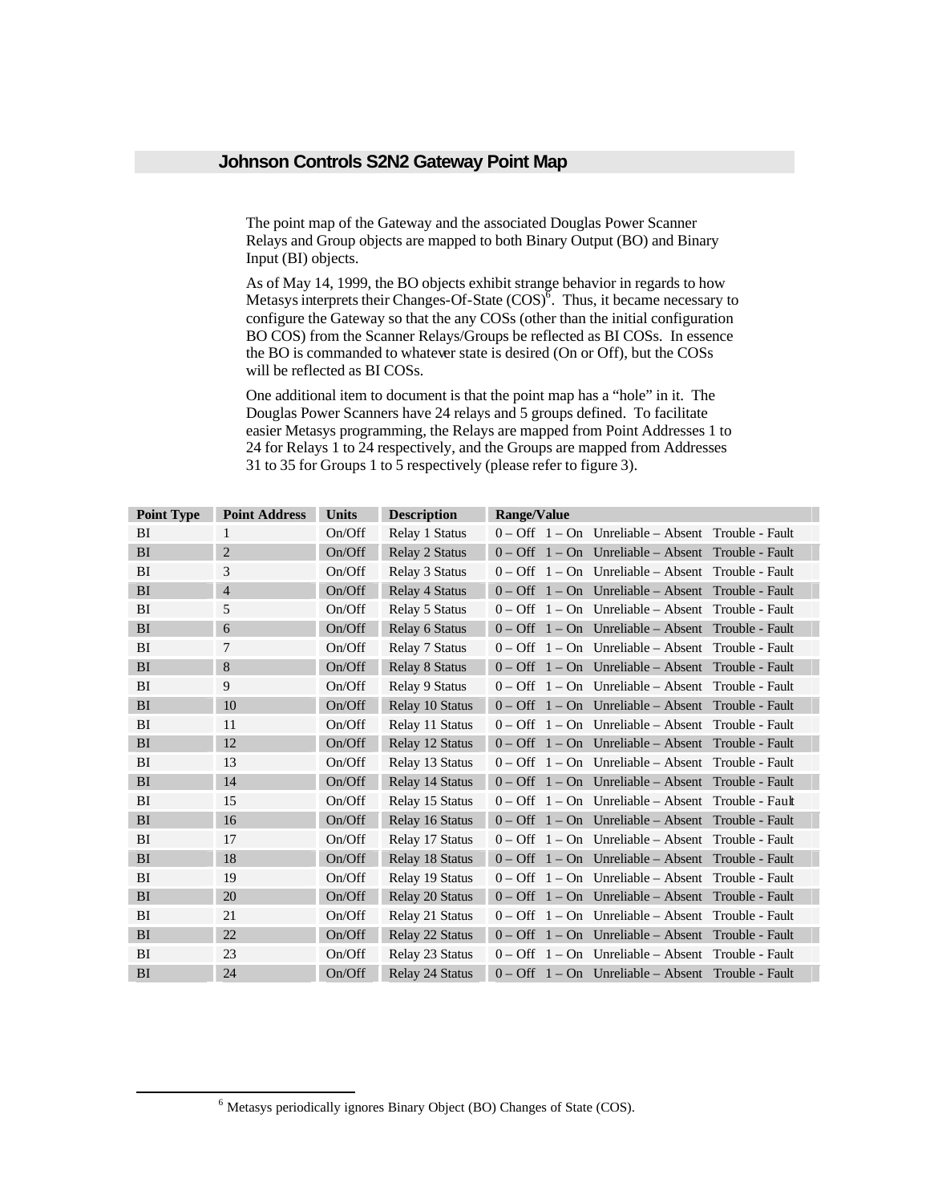## Johnson Controls S2N2 Gateway Point Map

The point map of the Gateway and the associated Douglas Power Scanner Relays and Group objects are mapped to both Binary Output (BO) and Binary Input (BI) objects.

As of May 14, 1999, the BO objects exhibit strange behavior in regards to how Metasys interprets their Changes-Of-State (COS)[6]. Thus, it became necessary to configure the Gateway so that the any COSs (other than the initial configuration BO COS) from the Scanner Relays/Groups be reflected as BI COSs. In essence the BO is commanded to whatever state is desired (On or Off), but the COSs will be reflected as BI COSs.

One additional item to document is that the point map has a "hole" in it. The Douglas Power Scanners have 24 relays and 5 groups defined. To facilitate easier Metasys programming, the Relays are mapped from Point Addresses 1 to 24 for Relays 1 to 24 respectively, and the Groups are mapped from Addresses 31 to 35 for Groups 1 to 5 respectively (please refer to figure 3).

| Point Type | Point Address | Units | Description | Range/Value |
|---|---|---|---|---|
| BI | 1 | On/Off | Relay 1 Status | 0 – Off 1 – On Unreliable – Absent Trouble - Fault |
| BI | 2 | On/Off | Relay 2 Status | 0 – Off 1 – On Unreliable – Absent Trouble - Fault |
| BI | 3 | On/Off | Relay 3 Status | 0 – Off 1 – On Unreliable – Absent Trouble - Fault |
| BI | 4 | On/Off | Relay 4 Status | 0 – Off 1 – On Unreliable – Absent Trouble - Fault |
| BI | 5 | On/Off | Relay 5 Status | 0 – Off 1 – On Unreliable – Absent Trouble - Fault |
| BI | 6 | On/Off | Relay 6 Status | 0 – Off 1 – On Unreliable – Absent Trouble - Fault |
| BI | 7 | On/Off | Relay 7 Status | 0 – Off 1 – On Unreliable – Absent Trouble - Fault |
| BI | 8 | On/Off | Relay 8 Status | 0 – Off 1 – On Unreliable – Absent Trouble - Fault |
| BI | 9 | On/Off | Relay 9 Status | 0 – Off 1 – On Unreliable – Absent Trouble - Fault |
| BI | 10 | On/Off | Relay 10 Status | 0 – Off 1 – On Unreliable – Absent Trouble - Fault |
| BI | 11 | On/Off | Relay 11 Status | 0 – Off 1 – On Unreliable – Absent Trouble - Fault |
| BI | 12 | On/Off | Relay 12 Status | 0 – Off 1 – On Unreliable – Absent Trouble - Fault |
| BI | 13 | On/Off | Relay 13 Status | 0 – Off 1 – On Unreliable – Absent Trouble - Fault |
| BI | 14 | On/Off | Relay 14 Status | 0 – Off 1 – On Unreliable – Absent Trouble - Fault |
| BI | 15 | On/Off | Relay 15 Status | 0 – Off 1 – On Unreliable – Absent Trouble - Fault |
| BI | 16 | On/Off | Relay 16 Status | 0 – Off 1 – On Unreliable – Absent Trouble - Fault |
| BI | 17 | On/Off | Relay 17 Status | 0 – Off 1 – On Unreliable – Absent Trouble - Fault |
| BI | 18 | On/Off | Relay 18 Status | 0 – Off 1 – On Unreliable – Absent Trouble - Fault |
| BI | 19 | On/Off | Relay 19 Status | 0 – Off 1 – On Unreliable – Absent Trouble - Fault |
| BI | 20 | On/Off | Relay 20 Status | 0 – Off 1 – On Unreliable – Absent Trouble - Fault |
| BI | 21 | On/Off | Relay 21 Status | 0 – Off 1 – On Unreliable – Absent Trouble - Fault |
| BI | 22 | On/Off | Relay 22 Status | 0 – Off 1 – On Unreliable – Absent Trouble - Fault |
| BI | 23 | On/Off | Relay 23 Status | 0 – Off 1 – On Unreliable – Absent Trouble - Fault |
| BI | 24 | On/Off | Relay 24 Status | 0 – Off 1 – On Unreliable – Absent Trouble - Fault |

[6] Metasys periodically ignores Binary Object (BO) Changes of State (COS).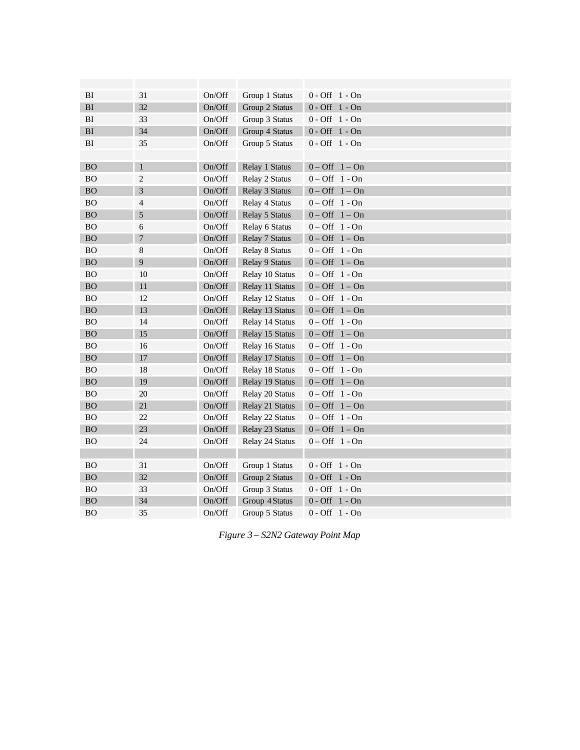| | | | | |
|---|---|---|---|---|
| BI | 31 | On/Off | Group 1 Status | 0 - Off 1 - On |
| BI | 32 | On/Off | Group 2 Status | 0 - Off 1 - On |
| BI | 33 | On/Off | Group 3 Status | 0 - Off 1 - On |
| BI | 34 | On/Off | Group 4 Status | 0 - Off 1 - On |
| BI | 35 | On/Off | Group 5 Status | 0 - Off 1 - On |
| | | | | |
| BO | 1 | On/Off | Relay 1 Status | 0 – Off 1 – On |
| BO | 2 | On/Off | Relay 2 Status | 0 – Off 1 - On |
| BO | 3 | On/Off | Relay 3 Status | 0 – Off 1 – On |
| BO | 4 | On/Off | Relay 4 Status | 0 – Off 1 - On |
| BO | 5 | On/Off | Relay 5 Status | 0 – Off 1 – On |
| BO | 6 | On/Off | Relay 6 Status | 0 – Off 1 - On |
| BO | 7 | On/Off | Relay 7 Status | 0 – Off 1 – On |
| BO | 8 | On/Off | Relay 8 Status | 0 – Off 1 - On |
| BO | 9 | On/Off | Relay 9 Status | 0 – Off 1 – On |
| BO | 10 | On/Off | Relay 10 Status | 0 – Off 1 - On |
| BO | 11 | On/Off | Relay 11 Status | 0 – Off 1 – On |
| BO | 12 | On/Off | Relay 12 Status | 0 – Off 1 - On |
| BO | 13 | On/Off | Relay 13 Status | 0 – Off 1 – On |
| BO | 14 | On/Off | Relay 14 Status | 0 – Off 1 - On |
| BO | 15 | On/Off | Relay 15 Status | 0 – Off 1 – On |
| BO | 16 | On/Off | Relay 16 Status | 0 – Off 1 - On |
| BO | 17 | On/Off | Relay 17 Status | 0 – Off 1 – On |
| BO | 18 | On/Off | Relay 18 Status | 0 – Off 1 - On |
| BO | 19 | On/Off | Relay 19 Status | 0 – Off 1 – On |
| BO | 20 | On/Off | Relay 20 Status | 0 – Off 1 - On |
| BO | 21 | On/Off | Relay 21 Status | 0 – Off 1 – On |
| BO | 22 | On/Off | Relay 22 Status | 0 – Off 1 - On |
| BO | 23 | On/Off | Relay 23 Status | 0 – Off 1 – On |
| BO | 24 | On/Off | Relay 24 Status | 0 – Off 1 - On |
| | | | | |
| BO | 31 | On/Off | Group 1 Status | 0 - Off 1 - On |
| BO | 32 | On/Off | Group 2 Status | 0 - Off 1 - On |
| BO | 33 | On/Off | Group 3 Status | 0 - Off 1 - On |
| BO | 34 | On/Off | Group 4 Status | 0 - Off 1 - On |
| BO | 35 | On/Off | Group 5 Status | 0 - Off 1 - On |

*Figure 3 – S2N2 Gateway Point Map*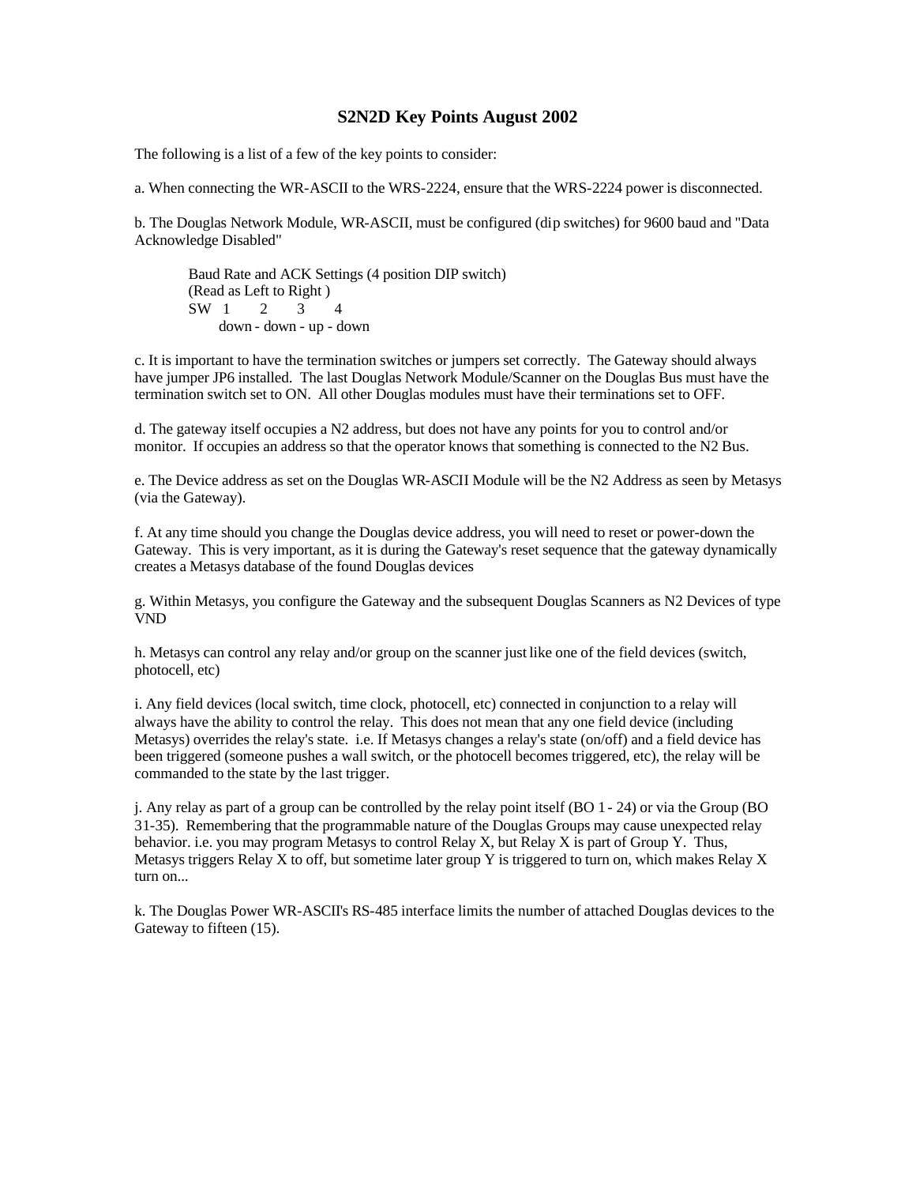## S2N2D Key Points August 2002

The following is a list of a few of the key points to consider:

a. When connecting the WR-ASCII to the WRS-2224, ensure that the WRS-2224 power is disconnected.

b. The Douglas Network Module, WR-ASCII, must be configured (dip switches) for 9600 baud and "Data Acknowledge Disabled"

> Baud Rate and ACK Settings (4 position DIP switch)
> (Read as Left to Right )
> SW 1 2 3 4
> down - down - up - down

c. It is important to have the termination switches or jumpers set correctly. The Gateway should always have jumper JP6 installed. The last Douglas Network Module/Scanner on the Douglas Bus must have the termination switch set to ON. All other Douglas modules must have their terminations set to OFF.

d. The gateway itself occupies a N2 address, but does not have any points for you to control and/or monitor. If occupies an address so that the operator knows that something is connected to the N2 Bus.

e. The Device address as set on the Douglas WR-ASCII Module will be the N2 Address as seen by Metasys (via the Gateway).

f. At any time should you change the Douglas device address, you will need to reset or power-down the Gateway. This is very important, as it is during the Gateway's reset sequence that the gateway dynamically creates a Metasys database of the found Douglas devices

g. Within Metasys, you configure the Gateway and the subsequent Douglas Scanners as N2 Devices of type VND

h. Metasys can control any relay and/or group on the scanner just like one of the field devices (switch, photocell, etc)

i. Any field devices (local switch, time clock, photocell, etc) connected in conjunction to a relay will always have the ability to control the relay. This does not mean that any one field device (including Metasys) overrides the relay's state. i.e. If Metasys changes a relay's state (on/off) and a field device has been triggered (someone pushes a wall switch, or the photocell becomes triggered, etc), the relay will be commanded to the state by the last trigger.

j. Any relay as part of a group can be controlled by the relay point itself (BO 1 - 24) or via the Group (BO 31-35). Remembering that the programmable nature of the Douglas Groups may cause unexpected relay behavior. i.e. you may program Metasys to control Relay X, but Relay X is part of Group Y. Thus, Metasys triggers Relay X to off, but sometime later group Y is triggered to turn on, which makes Relay X turn on...

k. The Douglas Power WR-ASCII's RS-485 interface limits the number of attached Douglas devices to the Gateway to fifteen (15).